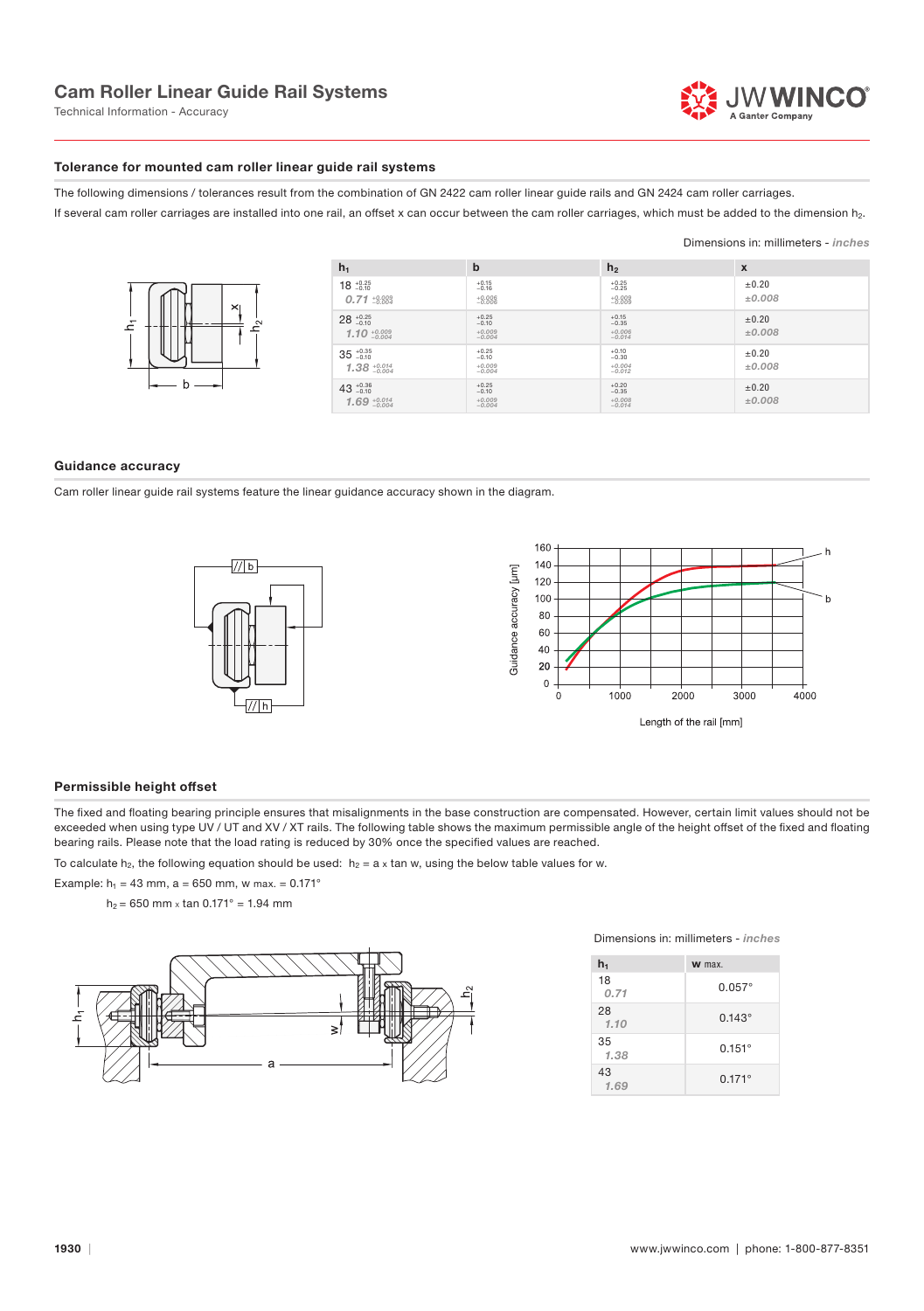# Cam Roller Linear Guide Rail Systems

Technical Information - Accuracy

## Tolerance for mounted cam roller linear guide rail systems

The following dimensions / tolerances result from the combination of GN 2422 cam roller linear guide rails and GN 2424 cam roller carriages.

If several cam roller carriages are installed into one rail, an offset x can occur between the cam roller carriages, which must be added to the dimension $h_2$.

Dimensions in: millimeters - *inches*

| $h_1$ | b | $h_2$ | x |
|---|---|---|---|
| 18 $^{+0.25}_{-0.10}$ *0.71* $^{+0.009}_{-0.004}$ | $^{+0.15}_{-0.16}$ $^{+0.006}_{-0.006}$ | $^{+0.25}_{-0.25}$ $^{+0.009}_{-0.009}$ | ±0.20 *±0.008* |
| 28 $^{+0.25}_{-0.10}$ *1.10* $^{+0.009}_{-0.004}$ | $^{+0.25}_{-0.10}$ $^{+0.009}_{-0.004}$ | $^{+0.15}_{-0.35}$ $^{+0.006}_{-0.014}$ | ±0.20 *±0.008* |
| 35 $^{+0.35}_{-0.10}$ *1.38* $^{+0.014}_{-0.004}$ | $^{+0.25}_{-0.10}$ $^{+0.009}_{-0.004}$ | $^{+0.10}_{-0.30}$ $^{+0.004}_{-0.012}$ | ±0.20 *±0.008* |
| 43 $^{+0.36}_{-0.10}$ *1.69* $^{+0.014}_{-0.004}$ | $^{+0.25}_{-0.10}$ $^{+0.009}_{-0.004}$ | $^{+0.20}_{-0.35}$ $^{+0.008}_{-0.014}$ | ±0.20 *±0.008* |

## Guidance accuracy

Cam roller linear guide rail systems feature the linear guidance accuracy shown in the diagram.

## Permissible height offset

The fixed and floating bearing principle ensures that misalignments in the base construction are compensated. However, certain limit values should not be exceeded when using type UV / UT and XV / XT rails. The following table shows the maximum permissible angle of the height offset of the fixed and floating bearing rails. Please note that the load rating is reduced by 30% once the specified values are reached.

To calculate $h_2$, the following equation should be used: $h_2 = a \times \tan w$, using the below table values for w.

Example: $h_1$ = 43 mm, a = 650 mm, w max. = 0.171°

$h_2$ = 650 mm x tan 0.171° = 1.94 mm

Dimensions in: millimeters - *inches*

| $h_1$ | w max. |
|---|---|
| 18 *0.71* | 0.057° |
| 28 *1.10* | 0.143° |
| 35 *1.38* | 0.151° |
| 43 *1.69* | 0.171° |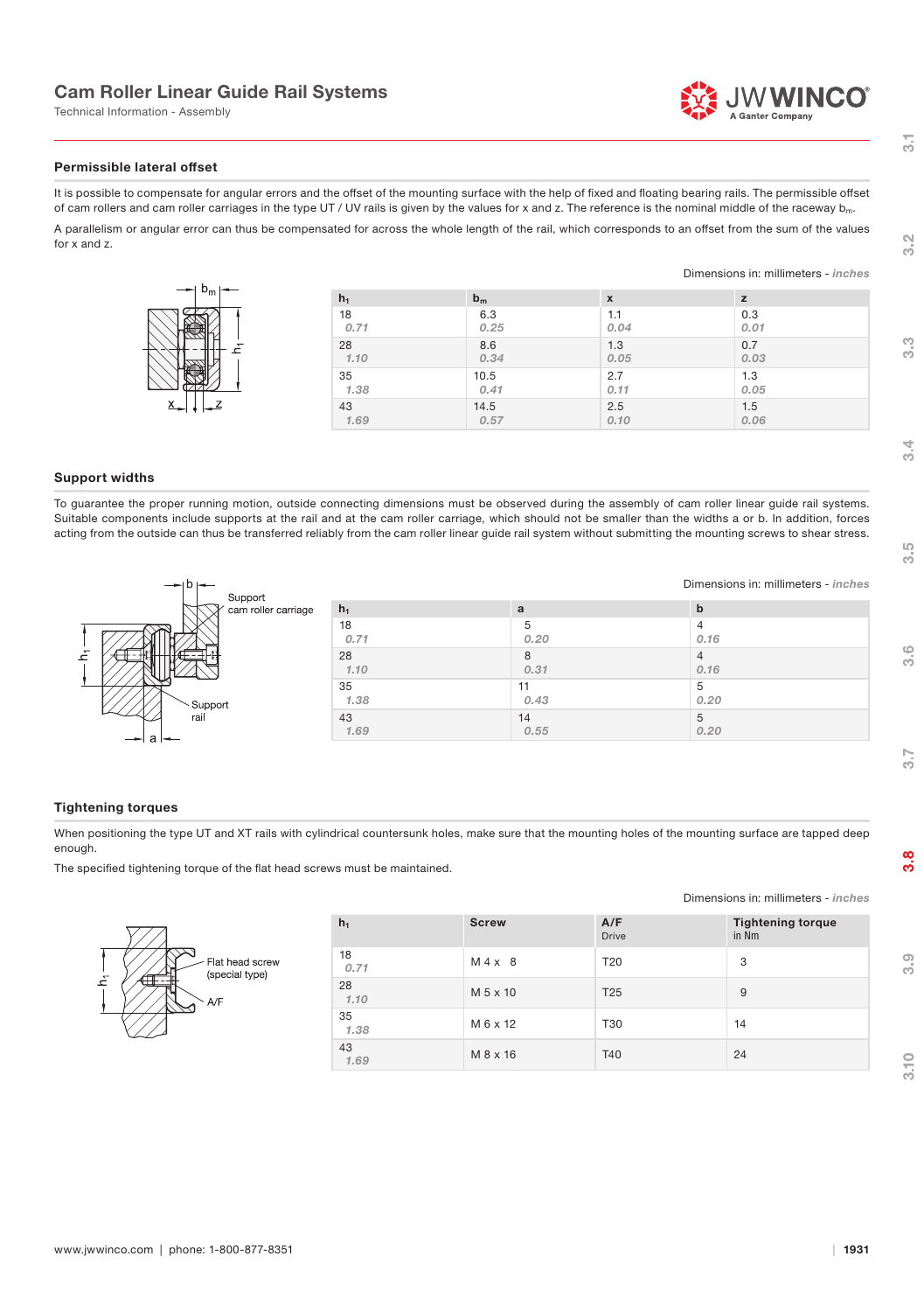# Cam Roller Linear Guide Rail Systems

Technical Information - Assembly

## Permissible lateral offset

It is possible to compensate for angular errors and the offset of the mounting surface with the help of fixed and floating bearing rails. The permissible offset of cam rollers and cam roller carriages in the type UT / UV rails is given by the values for x and z. The reference is the nominal middle of the raceway $b_m$.

A parallelism or angular error can thus be compensated for across the whole length of the rail, which corresponds to an offset from the sum of the values for x and z.

Dimensions in: millimeters - *inches*

| $h_1$ | $b_m$ | x | z |
|---|---|---|---|
| 18 *0.71* | 6.3 *0.25* | 1.1 *0.04* | 0.3 *0.01* |
| 28 *1.10* | 8.6 *0.34* | 1.3 *0.05* | 0.7 *0.03* |
| 35 *1.38* | 10.5 *0.41* | 2.7 *0.11* | 1.3 *0.05* |
| 43 *1.69* | 14.5 *0.57* | 2.5 *0.10* | 1.5 *0.06* |

## Support widths

To guarantee the proper running motion, outside connecting dimensions must be observed during the assembly of cam roller linear guide rail systems. Suitable components include supports at the rail and at the cam roller carriage, which should not be smaller than the widths a or b. In addition, forces acting from the outside can thus be transferred reliably from the cam roller linear guide rail system without submitting the mounting screws to shear stress.

Support cam roller carriage

Support rail

Dimensions in: millimeters - *inches*

| $h_1$ | a | b |
|---|---|---|
| 18 *0.71* | 5 *0.20* | 4 *0.16* |
| 28 *1.10* | 8 *0.31* | 4 *0.16* |
| 35 *1.38* | 11 *0.43* | 5 *0.20* |
| 43 *1.69* | 14 *0.55* | 5 *0.20* |

## Tightening torques

When positioning the type UT and XT rails with cylindrical countersunk holes, make sure that the mounting holes of the mounting surface are tapped deep enough.

The specified tightening torque of the flat head screws must be maintained.

Flat head screw (special type)

A/F

Dimensions in: millimeters - *inches*

| $h_1$ | Screw | A/F Drive | Tightening torque in Nm |
|---|---|---|---|
| 18 *0.71* | M 4 x 8 | T20 | 3 |
| 28 *1.10* | M 5 x 10 | T25 | 9 |
| 35 *1.38* | M 6 x 12 | T30 | 14 |
| 43 *1.69* | M 8 x 16 | T40 | 24 |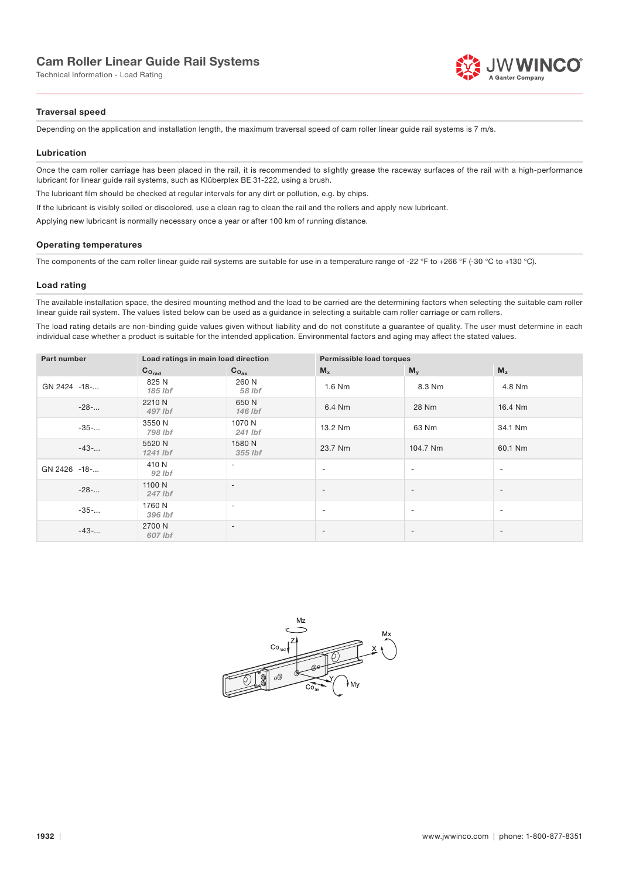## Traversal speed

Depending on the application and installation length, the maximum traversal speed of cam roller linear guide rail systems is 7 m/s.

## Lubrication

Once the cam roller carriage has been placed in the rail, it is recommended to slightly grease the raceway surfaces of the rail with a high-performance lubricant for linear guide rail systems, such as Klüberplex BE 31-222, using a brush.

The lubricant film should be checked at regular intervals for any dirt or pollution, e.g. by chips.

If the lubricant is visibly soiled or discolored, use a clean rag to clean the rail and the rollers and apply new lubricant.

Applying new lubricant is normally necessary once a year or after 100 km of running distance.

## Operating temperatures

The components of the cam roller linear guide rail systems are suitable for use in a temperature range of -22 °F to +266 °F (-30 °C to +130 °C).

## Load rating

The available installation space, the desired mounting method and the load to be carried are the determining factors when selecting the suitable cam roller linear guide rail system. The values listed below can be used as a guidance in selecting a suitable cam roller carriage or cam rollers.

The load rating details are non-binding guide values given without liability and do not constitute a guarantee of quality. The user must determine in each individual case whether a product is suitable for the intended application. Environmental factors and aging may affect the stated values.

| Part number | Load ratings in main load direction | | Permissible load torques | | |
|---|---|---|---|---|---|
| | $Co_{rad}$ | $Co_{ax}$ | $M_x$ | $M_y$ | $M_z$ |
| GN 2424 -18-... | 825 N *185 lbf* | 260 N *58 lbf* | 1.6 Nm | 8.3 Nm | 4.8 Nm |
| -28-... | 2210 N *497 lbf* | 650 N *146 lbf* | 6.4 Nm | 28 Nm | 16.4 Nm |
| -35-... | 3550 N *798 lbf* | 1070 N *241 lbf* | 13.2 Nm | 63 Nm | 34.1 Nm |
| -43-... | 5520 N *1241 lbf* | 1580 N *355 lbf* | 23.7 Nm | 104.7 Nm | 60.1 Nm |
| GN 2426 -18-... | 410 N *92 lbf* | - | - | - | - |
| -28-... | 1100 N *247 lbf* | - | - | - | - |
| -35-... | 1760 N *396 lbf* | - | - | - | - |
| -43-... | 2700 N *607 lbf* | - | - | - | - |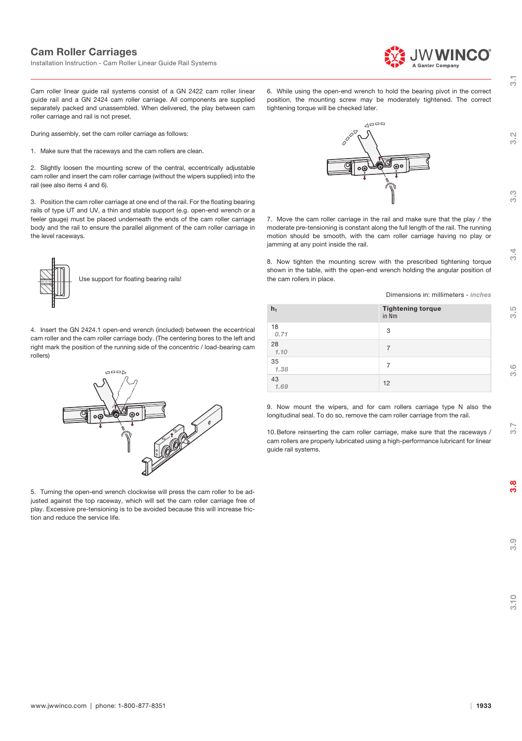# Cam Roller Carriages

Installation Instruction - Cam Roller Linear Guide Rail Systems

Cam roller linear guide rail systems consist of a GN 2422 cam roller linear guide rail and a GN 2424 cam roller carriage. All components are supplied separately packed and unassembled. When delivered, the play between cam roller carriage and rail is not preset.

During assembly, set the cam roller carriage as follows:

1. Make sure that the raceways and the cam rollers are clean.

2. Slightly loosen the mounting screw of the central, eccentrically adjustable cam roller and insert the cam roller carriage (without the wipers supplied) into the rail (see also items 4 and 6).

3. Position the cam roller carriage at one end of the rail. For the floating bearing rails of type UT and UV, a thin and stable support (e.g. open-end wrench or a feeler gauge) must be placed underneath the ends of the cam roller carriage body and the rail to ensure the parallel alignment of the cam roller carriage in the level raceways.

Use support for floating bearing rails!

4. Insert the GN 2424.1 open-end wrench (included) between the eccentrical cam roller and the cam roller carriage body. (The centering bores to the left and right mark the position of the running side of the concentric / load-bearing cam rollers)

5. Turning the open-end wrench clockwise will press the cam roller to be adjusted against the top raceway, which will set the cam roller carriage free of play. Excessive pre-tensioning is to be avoided because this will increase friction and reduce the service life.

6. While using the open-end wrench to hold the bearing pivot in the correct position, the mounting screw may be moderately tightened. The correct tightening torque will be checked later.

7. Move the cam roller carriage in the rail and make sure that the play / the moderate pre-tensioning is constant along the full length of the rail. The running motion should be smooth, with the cam roller carriage having no play or jamming at any point inside the rail.

8. Now tighten the mounting screw with the prescribed tightening torque shown in the table, with the open-end wrench holding the angular position of the cam rollers in place.

Dimensions in: millimeters - *inches*

| $h_1$ | **Tightening torque** in Nm |
|---|---|
| 18 *0.71* | 3 |
| 28 *1.10* | 7 |
| 35 *1.38* | 7 |
| 43 *1.69* | 12 |

9. Now mount the wipers, and for cam rollers carriage type N also the longitudinal seal. To do so, remove the cam roller carriage from the rail.

10. Before reinserting the cam roller carriage, make sure that the raceways / cam rollers are properly lubricated using a high-performance lubricant for linear guide rail systems.